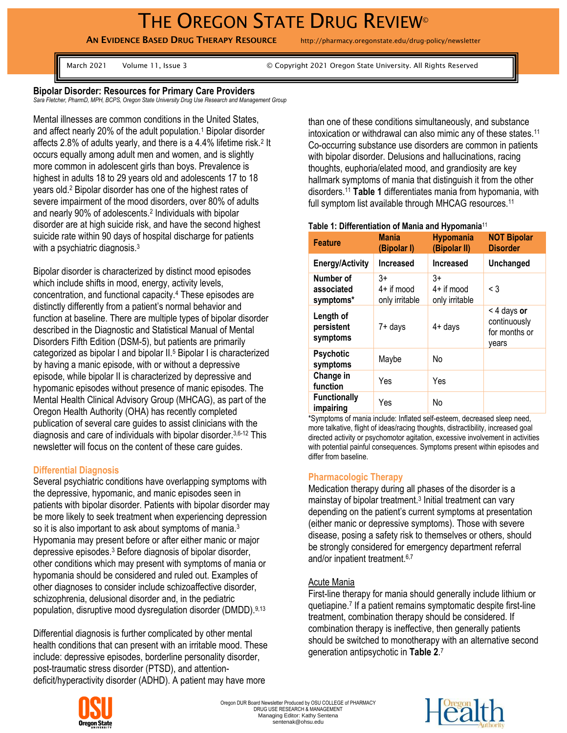# THE OREGON STATE DRUG REVIEW©

**AN EVIDENCE BASED DRUG THERAPY RESOURCE** http://pharmacy.oregonstate.edu/drug-policy/newsletter

March 2021 Volume 11, Issue 3 © Copyright 2021 Oregon State University. All Rights Reserved

## Bipolar Disorder: Resources for Primary Care Providers

*Sara Fletcher, PharmD, MPH, BCPS, Oregon State University Drug Use Research and Management Group*

Mental illnesses are common conditions in the United States, and affect nearly 20% of the adult population.[1] Bipolar disorder affects 2.8% of adults yearly, and there is a 4.4% lifetime risk.[2] It occurs equally among adult men and women, and is slightly more common in adolescent girls than boys. Prevalence is highest in adults 18 to 29 years old and adolescents 17 to 18 years old.[2] Bipolar disorder has one of the highest rates of severe impairment of the mood disorders, over 80% of adults and nearly 90% of adolescents.[2] Individuals with bipolar disorder are at high suicide risk, and have the second highest suicide rate within 90 days of hospital discharge for patients with a psychiatric diagnosis.[3]

Bipolar disorder is characterized by distinct mood episodes which include shifts in mood, energy, activity levels, concentration, and functional capacity.[4] These episodes are distinctly differently from a patient's normal behavior and function at baseline. There are multiple types of bipolar disorder described in the Diagnostic and Statistical Manual of Mental Disorders Fifth Edition (DSM-5), but patients are primarily categorized as bipolar I and bipolar II.[5] Bipolar I is characterized by having a manic episode, with or without a depressive episode, while bipolar II is characterized by depressive and hypomanic episodes without presence of manic episodes. The Mental Health Clinical Advisory Group (MHCAG), as part of the Oregon Health Authority (OHA) has recently completed publication of several care guides to assist clinicians with the diagnosis and care of individuals with bipolar disorder.[3,6-12] This newsletter will focus on the content of these care guides.

### Differential Diagnosis

Several psychiatric conditions have overlapping symptoms with the depressive, hypomanic, and manic episodes seen in patients with bipolar disorder. Patients with bipolar disorder may be more likely to seek treatment when experiencing depression so it is also important to ask about symptoms of mania.[3] Hypomania may present before or after either manic or major depressive episodes.[3] Before diagnosis of bipolar disorder, other conditions which may present with symptoms of mania or hypomania should be considered and ruled out. Examples of other diagnoses to consider include schizoaffective disorder, schizophrenia, delusional disorder and, in the pediatric population, disruptive mood dysregulation disorder (DMDD).[9,13]

Differential diagnosis is further complicated by other mental health conditions that can present with an irritable mood. These include: depressive episodes, borderline personality disorder, post-traumatic stress disorder (PTSD), and attention-deficit/hyperactivity disorder (ADHD). A patient may have more than one of these conditions simultaneously, and substance intoxication or withdrawal can also mimic any of these states.[11] Co-occurring substance use disorders are common in patients with bipolar disorder. Delusions and hallucinations, racing thoughts, euphoria/elated mood, and grandiosity are key hallmark symptoms of mania that distinguish it from the other disorders.[11] **Table 1** differentiates mania from hypomania, with full symptom list available through MHCAG resources.[11]

**Table 1: Differentiation of Mania and Hypomania**[11]

| Feature | Mania (Bipolar I) | Hypomania (Bipolar II) | NOT Bipolar Disorder |
|---|---|---|---|
| Energy/Activity | Increased | Increased | Unchanged |
| Number of associated symptoms* | 3+ 4+ if mood only irritable | 3+ 4+ if mood only irritable | < 3 |
| Length of persistent symptoms | 7+ days | 4+ days | < 4 days **or** continuously for months or years |
| Psychotic symptoms | Maybe | No | |
| Change in function | Yes | Yes | |
| Functionally impairing | Yes | No | |

*Symptoms of mania include: Inflated self-esteem, decreased sleep need, more talkative, flight of ideas/racing thoughts, distractibility, increased goal directed activity or psychomotor agitation, excessive involvement in activities with potential painful consequences. Symptoms present within episodes and differ from baseline.

### Pharmacologic Therapy

Medication therapy during all phases of the disorder is a mainstay of bipolar treatment.[3] Initial treatment can vary depending on the patient's current symptoms at presentation (either manic or depressive symptoms). Those with severe disease, posing a safety risk to themselves or others, should be strongly considered for emergency department referral and/or inpatient treatment.[6,7]

#### Acute Mania

First-line therapy for mania should generally include lithium or quetiapine.[7] If a patient remains symptomatic despite first-line treatment, combination therapy should be considered. If combination therapy is ineffective, then generally patients should be switched to monotherapy with an alternative second generation antipsychotic in **Table 2**.[7]

Oregon DUR Board Newsletter Produced by OSU COLLEGE of PHARMACY DRUG USE RESEARCH & MANAGEMENT
Managing Editor: Kathy Sentena
sentenak@ohsu.edu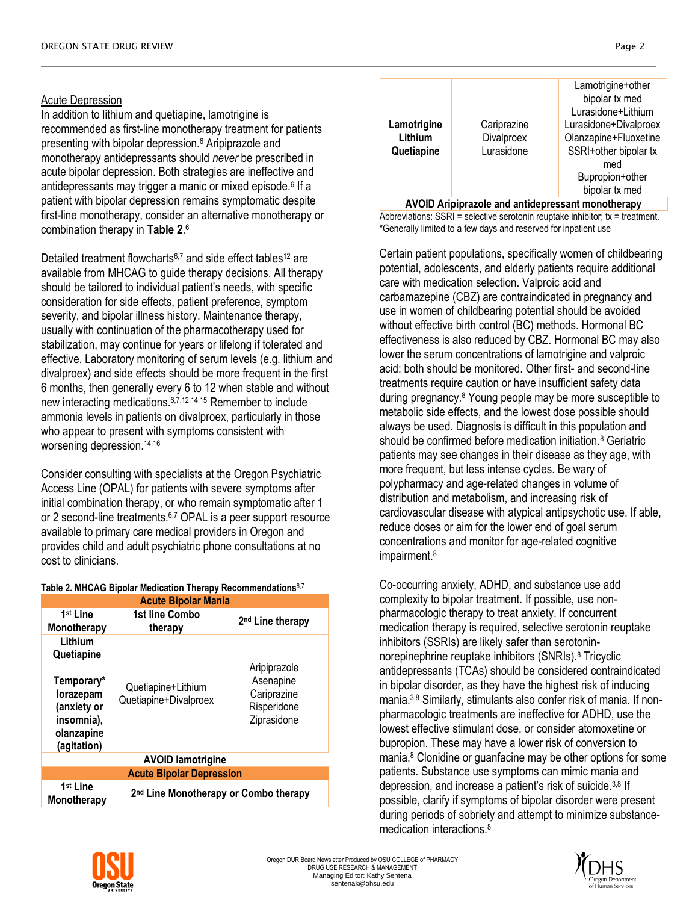### Acute Depression

In addition to lithium and quetiapine, lamotrigine is recommended as first-line monotherapy treatment for patients presenting with bipolar depression.[6] Aripiprazole and monotherapy antidepressants should *never* be prescribed in acute bipolar depression. Both strategies are ineffective and antidepressants may trigger a manic or mixed episode.[6] If a patient with bipolar depression remains symptomatic despite first-line monotherapy, consider an alternative monotherapy or combination therapy in **Table 2**.[6]

Detailed treatment flowcharts[6,7] and side effect tables[12] are available from MHCAG to guide therapy decisions. All therapy should be tailored to individual patient's needs, with specific consideration for side effects, patient preference, symptom severity, and bipolar illness history. Maintenance therapy, usually with continuation of the pharmacotherapy used for stabilization, may continue for years or lifelong if tolerated and effective. Laboratory monitoring of serum levels (e.g. lithium and divalproex) and side effects should be more frequent in the first 6 months, then generally every 6 to 12 when stable and without new interacting medications.[6,7,12,14,15] Remember to include ammonia levels in patients on divalproex, particularly in those who appear to present with symptoms consistent with worsening depression.[14,16]

Consider consulting with specialists at the Oregon Psychiatric Access Line (OPAL) for patients with severe symptoms after initial combination therapy, or who remain symptomatic after 1 or 2 second-line treatments.[6,7] OPAL is a peer support resource available to primary care medical providers in Oregon and provides child and adult psychiatric phone consultations at no cost to clinicians.

**Table 2. MHCAG Bipolar Medication Therapy Recommendations**[6,7]

| **Acute Bipolar Mania** | | |
|---|---|---|
| **1st Line Monotherapy** | **1st line Combo therapy** | **2nd Line therapy** |
| **Lithium**<br>**Quetiapine**<br><br>**Temporary\* lorazepam (anxiety or insomnia), olanzapine (agitation)** | Quetiapine+Lithium<br>Quetiapine+Divalproex | Aripiprazole<br>Asenapine<br>Cariprazine<br>Risperidone<br>Ziprasidone |
| **AVOID lamotrigine** | | |
| **Acute Bipolar Depression** | | |
| **1st Line Monotherapy** | **2nd Line Monotherapy or Combo therapy** | |
| **Lamotrigine**<br>**Lithium**<br>**Quetiapine** | Cariprazine<br>Divalproex<br>Lurasidone | Lamotrigine+other bipolar tx med<br>Lurasidone+Lithium<br>Lurasidone+Divalproex<br>Olanzapine+Fluoxetine<br>SSRI+other bipolar tx med<br>Bupropion+other bipolar tx med |
| **AVOID Aripiprazole and antidepressant monotherapy** | | |

Abbreviations: SSRI = selective serotonin reuptake inhibitor; tx = treatment.
*Generally limited to a few days and reserved for inpatient use

Certain patient populations, specifically women of childbearing potential, adolescents, and elderly patients require additional care with medication selection. Valproic acid and carbamazepine (CBZ) are contraindicated in pregnancy and use in women of childbearing potential should be avoided without effective birth control (BC) methods. Hormonal BC effectiveness is also reduced by CBZ. Hormonal BC may also lower the serum concentrations of lamotrigine and valproic acid; both should be monitored. Other first- and second-line treatments require caution or have insufficient safety data during pregnancy.[8] Young people may be more susceptible to metabolic side effects, and the lowest dose possible should always be used. Diagnosis is difficult in this population and should be confirmed before medication initiation.[8] Geriatric patients may see changes in their disease as they age, with more frequent, but less intense cycles. Be wary of polypharmacy and age-related changes in volume of distribution and metabolism, and increasing risk of cardiovascular disease with atypical antipsychotic use. If able, reduce doses or aim for the lower end of goal serum concentrations and monitor for age-related cognitive impairment.[8]

Co-occurring anxiety, ADHD, and substance use add complexity to bipolar treatment. If possible, use non-pharmacologic therapy to treat anxiety. If concurrent medication therapy is required, selective serotonin reuptake inhibitors (SSRIs) are likely safer than serotonin-norepinephrine reuptake inhibitors (SNRIs).[8] Tricyclic antidepressants (TCAs) should be considered contraindicated in bipolar disorder, as they have the highest risk of inducing mania.[3,8] Similarly, stimulants also confer risk of mania. If non-pharmacologic treatments are ineffective for ADHD, use the lowest effective stimulant dose, or consider atomoxetine or bupropion. These may have a lower risk of conversion to mania.[8] Clonidine or guanfacine may be other options for some patients. Substance use symptoms can mimic mania and depression, and increase a patient's risk of suicide.[3,8] If possible, clarify if symptoms of bipolar disorder were present during periods of sobriety and attempt to minimize substance-medication interactions.[8]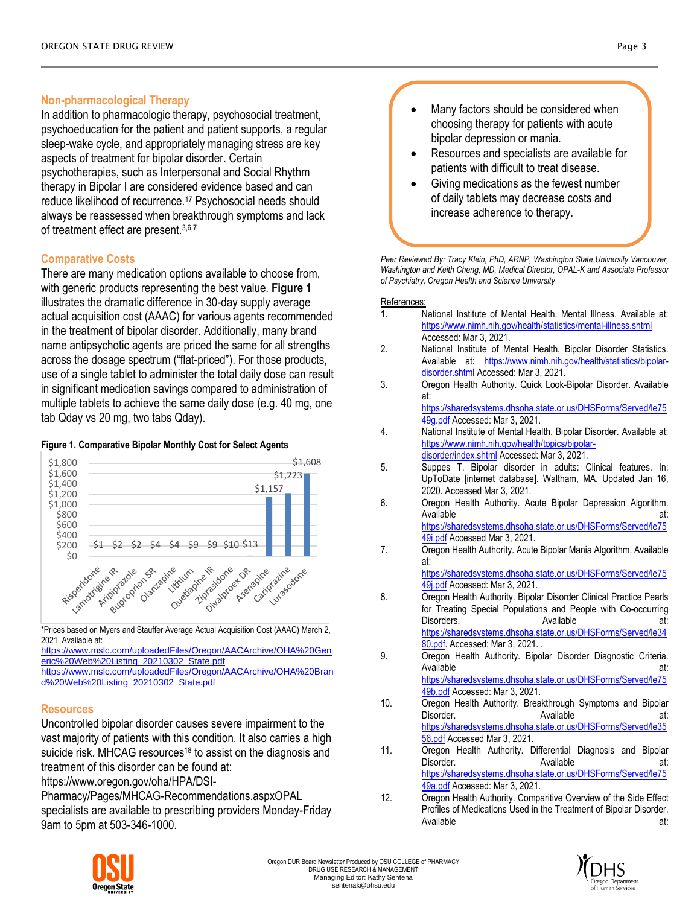## Non-pharmacological Therapy

In addition to pharmacologic therapy, psychosocial treatment, psychoeducation for the patient and patient supports, a regular sleep-wake cycle, and appropriately managing stress are key aspects of treatment for bipolar disorder. Certain psychotherapies, such as Interpersonal and Social Rhythm therapy in Bipolar I are considered evidence based and can reduce likelihood of recurrence.[17] Psychosocial needs should always be reassessed when breakthrough symptoms and lack of treatment effect are present.[3,6,7]

## Comparative Costs

There are many medication options available to choose from, with generic products representing the best value. **Figure 1** illustrates the dramatic difference in 30-day supply average actual acquisition cost (AAAC) for various agents recommended in the treatment of bipolar disorder. Additionally, many brand name antipsychotic agents are priced the same for all strengths across the dosage spectrum ("flat-priced"). For those products, use of a single tablet to administer the total daily dose can result in significant medication savings compared to administration of multiple tablets to achieve the same daily dose (e.g. 40 mg, one tab Qday vs 20 mg, two tabs Qday).

**Figure 1. Comparative Bipolar Monthly Cost for Select Agents**

| Agent | Monthly Cost |
| --- | --- |
| Risperidone | $1 |
| Lamotrigine IR | $2 |
| Aripiprazole | $2 |
| Bupropion SR | $4 |
| Olanzapine | $4 |
| Lithium | $9 |
| Quetiapine IR | $9 |
| Ziprasidone | $10 |
| Divalproex DR | $13 |
| Asenapine | $1,157 |
| Cariprazine | $1,223 |
| Lurasodone | $1,608 |

*Prices based on Myers and Stauffer Average Actual Acquisition Cost (AAAC) March 2, 2021. Available at:
https://www.mslc.com/uploadedFiles/Oregon/AACArchive/OHA%20Generic%20Web%20Listing_20210302_State.pdf
https://www.mslc.com/uploadedFiles/Oregon/AACArchive/OHA%20Brand%20Web%20Listing_20210302_State.pdf

## Resources

Uncontrolled bipolar disorder causes severe impairment to the vast majority of patients with this condition. It also carries a high suicide risk. MHCAG resources[18] to assist on the diagnosis and treatment of this disorder can be found at: https://www.oregon.gov/oha/HPA/DSI-Pharmacy/Pages/MHCAG-Recommendations.aspxOPAL specialists are available to prescribing providers Monday-Friday 9am to 5pm at 503-346-1000.

- Many factors should be considered when choosing therapy for patients with acute bipolar depression or mania.
- Resources and specialists are available for patients with difficult to treat disease.
- Giving medications as the fewest number of daily tablets may decrease costs and increase adherence to therapy.

*Peer Reviewed By: Tracy Klein, PhD, ARNP, Washington State University Vancouver, Washington and Keith Cheng, MD, Medical Director, OPAL-K and Associate Professor of Psychiatry, Oregon Health and Science University*

References:

1. National Institute of Mental Health. Mental Illness. Available at: https://www.nimh.nih.gov/health/statistics/mental-illness.shtml Accessed: Mar 3, 2021.
2. National Institute of Mental Health. Bipolar Disorder Statistics. Available at: https://www.nimh.nih.gov/health/statistics/bipolar-disorder.shtml Accessed: Mar 3, 2021.
3. Oregon Health Authority. Quick Look-Bipolar Disorder. Available at: https://sharedsystems.dhsoha.state.or.us/DHSForms/Served/le7549g.pdf Accessed: Mar 3, 2021.
4. National Institute of Mental Health. Bipolar Disorder. Available at: https://www.nimh.nih.gov/health/topics/bipolar-disorder/index.shtml Accessed: Mar 3, 2021.
5. Suppes T. Bipolar disorder in adults: Clinical features. In: UpToDate [internet database]. Waltham, MA. Updated Jan 16, 2020. Accessed Mar 3, 2021.
6. Oregon Health Authority. Acute Bipolar Depression Algorithm. Available at: https://sharedsystems.dhsoha.state.or.us/DHSForms/Served/le7549i.pdf Accessed Mar 3, 2021.
7. Oregon Health Authority. Acute Bipolar Mania Algorithm. Available at: https://sharedsystems.dhsoha.state.or.us/DHSForms/Served/le7549j.pdf Accessed: Mar 3, 2021.
8. Oregon Health Authority. Bipolar Disorder Clinical Practice Pearls for Treating Special Populations and People with Co-occurring Disorders. Available at: https://sharedsystems.dhsoha.state.or.us/DHSForms/Served/le3480.pdf. Accessed: Mar 3, 2021. .
9. Oregon Health Authority. Bipolar Disorder Diagnostic Criteria. Available at: https://sharedsystems.dhsoha.state.or.us/DHSForms/Served/le7549b.pdf Accessed: Mar 3, 2021.
10. Oregon Health Authority. Breakthrough Symptoms and Bipolar Disorder. Available at: https://sharedsystems.dhsoha.state.or.us/DHSForms/Served/le3556.pdf Accessed Mar 3, 2021.
11. Oregon Health Authority. Differential Diagnosis and Bipolar Disorder. Available at: https://sharedsystems.dhsoha.state.or.us/DHSForms/Served/le7549a.pdf Accessed: Mar 3, 2021.
12. Oregon Health Authority. Comparitive Overview of the Side Effect Profiles of Medications Used in the Treatment of Bipolar Disorder. Available at: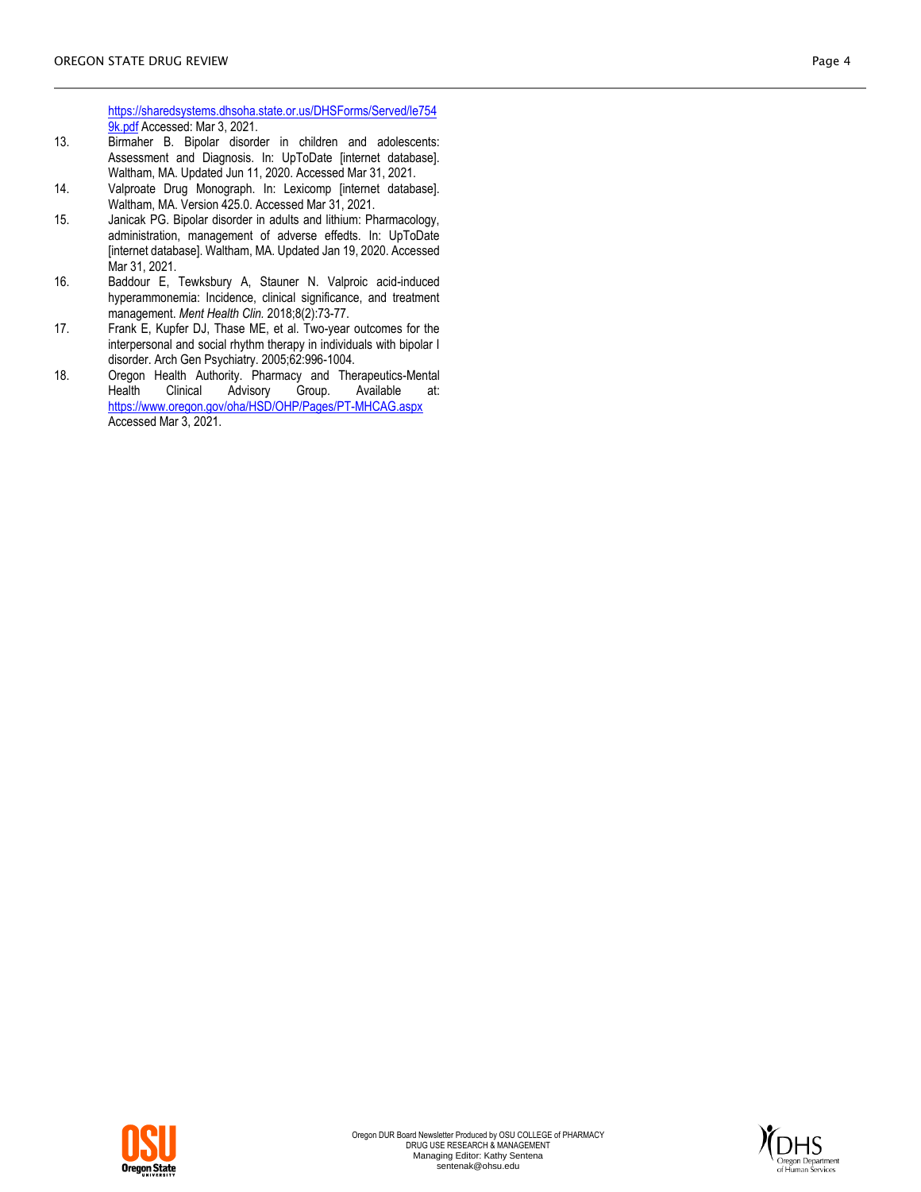https://sharedsystems.dhsoha.state.or.us/DHSForms/Served/le7549k.pdf Accessed: Mar 3, 2021.

13. Birmaher B. Bipolar disorder in children and adolescents: Assessment and Diagnosis. In: UpToDate [internet database]. Waltham, MA. Updated Jun 11, 2020. Accessed Mar 31, 2021.
14. Valproate Drug Monograph. In: Lexicomp [internet database]. Waltham, MA. Version 425.0. Accessed Mar 31, 2021.
15. Janicak PG. Bipolar disorder in adults and lithium: Pharmacology, administration, management of adverse effedts. In: UpToDate [internet database]. Waltham, MA. Updated Jan 19, 2020. Accessed Mar 31, 2021.
16. Baddour E, Tewksbury A, Stauner N. Valproic acid-induced hyperammonemia: Incidence, clinical significance, and treatment management. *Ment Health Clin.* 2018;8(2):73-77.
17. Frank E, Kupfer DJ, Thase ME, et al. Two-year outcomes for the interpersonal and social rhythm therapy in individuals with bipolar I disorder. Arch Gen Psychiatry. 2005;62:996-1004.
18. Oregon Health Authority. Pharmacy and Therapeutics-Mental Health Clinical Advisory Group. Available at: https://www.oregon.gov/oha/HSD/OHP/Pages/PT-MHCAG.aspx Accessed Mar 3, 2021.

Oregon DUR Board Newsletter Produced by OSU COLLEGE of PHARMACY
DRUG USE RESEARCH & MANAGEMENT
Managing Editor: Kathy Sentena
sentenak@ohsu.edu